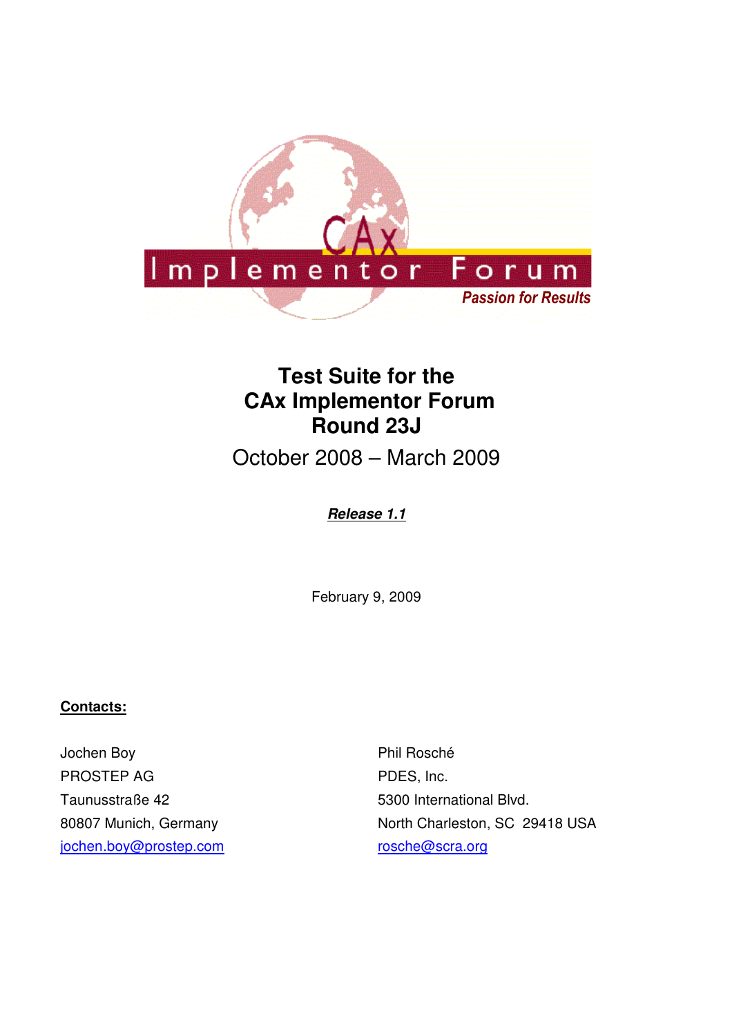# Test Suite for the CAx Implementor Forum Round 23J

October 2008 – March 2009

***Release 1.1***

February 9, 2009

**Contacts:**

Jochen Boy
PROSTEP AG
Taunusstraße 42
80807 Munich, Germany
jochen.boy@prostep.com

Phil Rosché
PDES, Inc.
5300 International Blvd.
North Charleston, SC 29418 USA
rosche@scra.org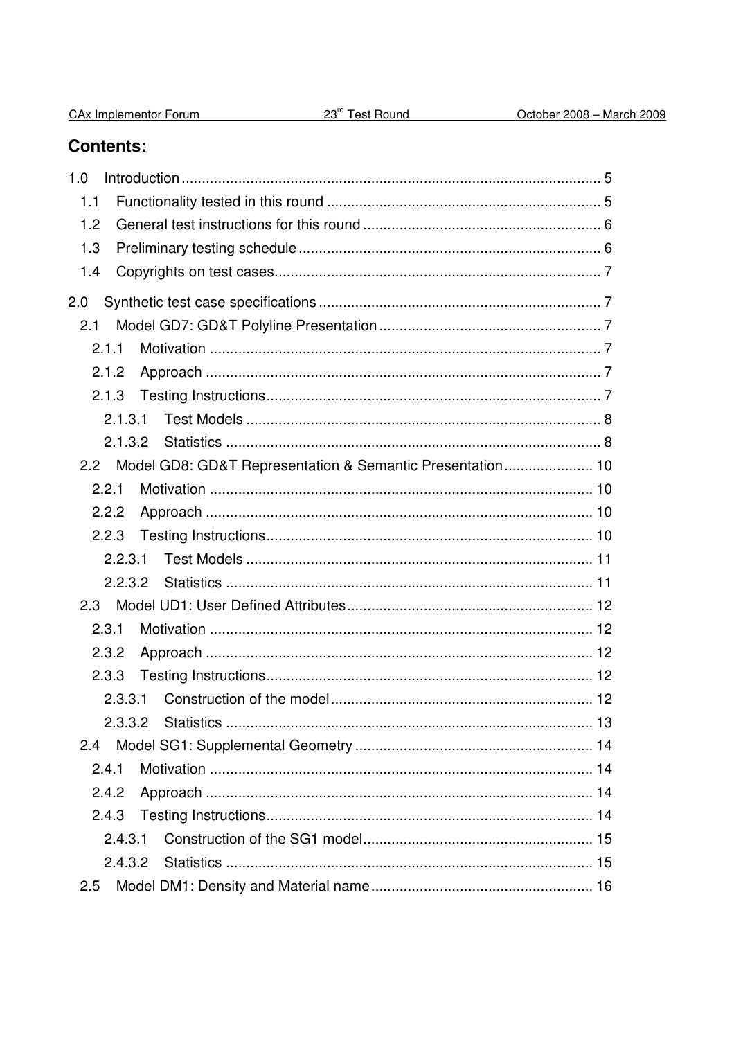## Contents:

1.0 Introduction ........................................................................................................ 5

  1.1 Functionality tested in this round .................................................................... 5

  1.2 General test instructions for this round ........................................................... 6

  1.3 Preliminary testing schedule ........................................................................... 6

  1.4 Copyrights on test cases.................................................................................. 7

2.0 Synthetic test case specifications ...................................................................... 7

  2.1 Model GD7: GD&T Polyline Presentation ....................................................... 7

    2.1.1 Motivation ................................................................................................. 7

    2.1.2 Approach .................................................................................................. 7

    2.1.3 Testing Instructions................................................................................... 7

      2.1.3.1 Test Models ........................................................................................ 8

      2.1.3.2 Statistics ............................................................................................. 8

  2.2 Model GD8: GD&T Representation & Semantic Presentation ...................... 10

    2.2.1 Motivation ............................................................................................... 10

    2.2.2 Approach ................................................................................................ 10

    2.2.3 Testing Instructions................................................................................. 10

      2.2.3.1 Test Models ...................................................................................... 11

      2.2.3.2 Statistics ........................................................................................... 11

  2.3 Model UD1: User Defined Attributes ............................................................. 12

    2.3.1 Motivation ............................................................................................... 12

    2.3.2 Approach ................................................................................................ 12

    2.3.3 Testing Instructions................................................................................. 12

      2.3.3.1 Construction of the model ................................................................. 12

      2.3.3.2 Statistics ........................................................................................... 13

  2.4 Model SG1: Supplemental Geometry ........................................................... 14

    2.4.1 Motivation ............................................................................................... 14

    2.4.2 Approach ................................................................................................ 14

    2.4.3 Testing Instructions................................................................................. 14

      2.4.3.1 Construction of the SG1 model......................................................... 15

      2.4.3.2 Statistics ........................................................................................... 15

  2.5 Model DM1: Density and Material name ....................................................... 16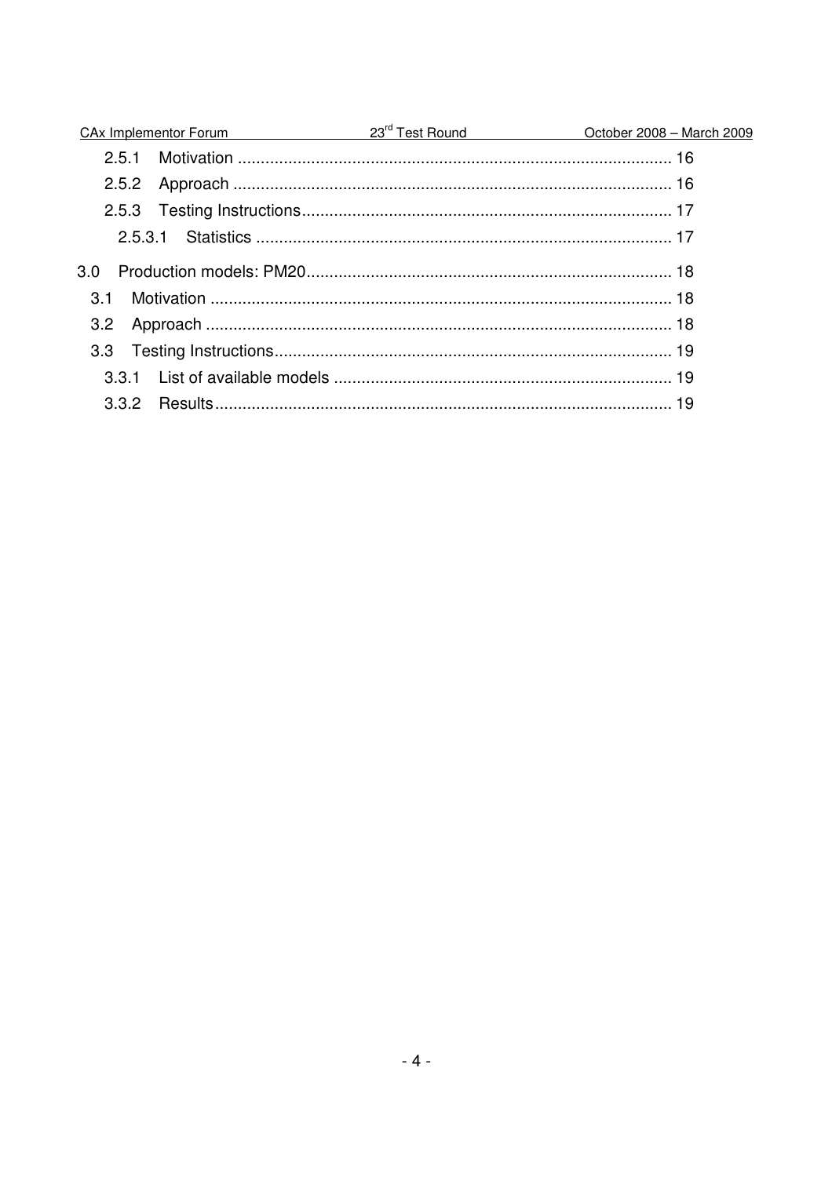2.5.1 Motivation .............................................................................................. 16

2.5.2 Approach .............................................................................................. 16

2.5.3 Testing Instructions................................................................................ 17

2.5.3.1 Statistics .......................................................................................... 17

3.0 Production models: PM20............................................................................... 18

3.1 Motivation .................................................................................................... 18

3.2 Approach ..................................................................................................... 18

3.3 Testing Instructions...................................................................................... 19

3.3.1 List of available models ......................................................................... 19

3.3.2 Results................................................................................................... 19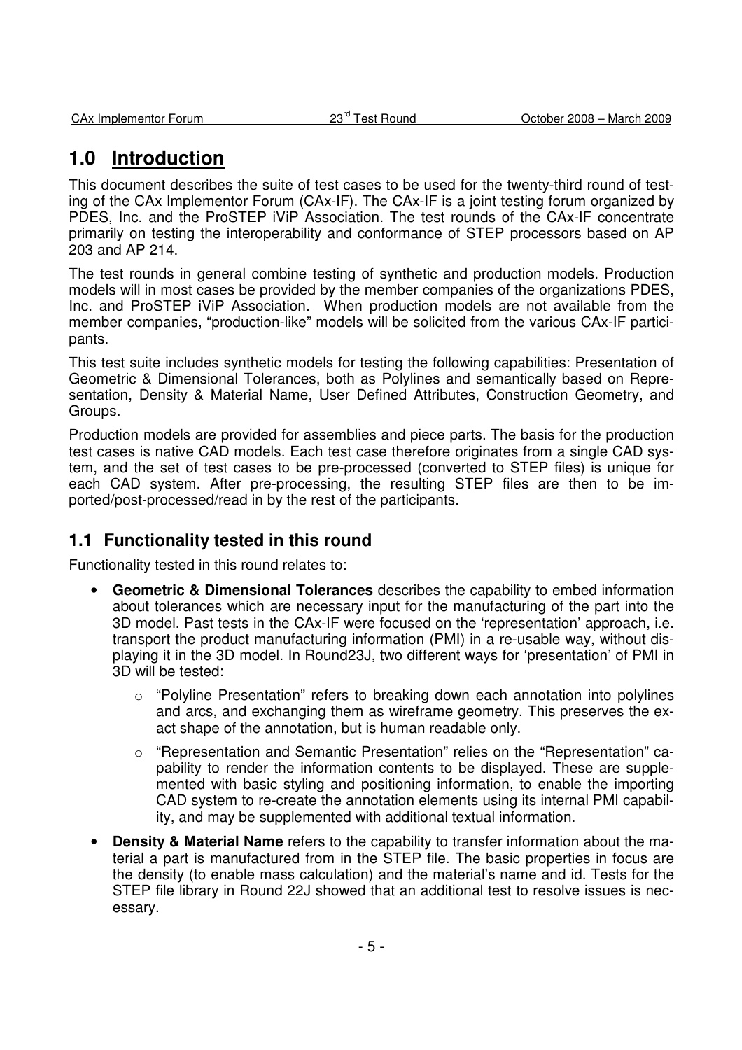# 1.0 Introduction

This document describes the suite of test cases to be used for the twenty-third round of testing of the CAx Implementor Forum (CAx-IF). The CAx-IF is a joint testing forum organized by PDES, Inc. and the ProSTEP iViP Association. The test rounds of the CAx-IF concentrate primarily on testing the interoperability and conformance of STEP processors based on AP 203 and AP 214.

The test rounds in general combine testing of synthetic and production models. Production models will in most cases be provided by the member companies of the organizations PDES, Inc. and ProSTEP iViP Association. When production models are not available from the member companies, "production-like" models will be solicited from the various CAx-IF participants.

This test suite includes synthetic models for testing the following capabilities: Presentation of Geometric & Dimensional Tolerances, both as Polylines and semantically based on Representation, Density & Material Name, User Defined Attributes, Construction Geometry, and Groups.

Production models are provided for assemblies and piece parts. The basis for the production test cases is native CAD models. Each test case therefore originates from a single CAD system, and the set of test cases to be pre-processed (converted to STEP files) is unique for each CAD system. After pre-processing, the resulting STEP files are then to be imported/post-processed/read in by the rest of the participants.

## 1.1 Functionality tested in this round

Functionality tested in this round relates to:

- **Geometric & Dimensional Tolerances** describes the capability to embed information about tolerances which are necessary input for the manufacturing of the part into the 3D model. Past tests in the CAx-IF were focused on the 'representation' approach, i.e. transport the product manufacturing information (PMI) in a re-usable way, without displaying it in the 3D model. In Round23J, two different ways for 'presentation' of PMI in 3D will be tested:
  - "Polyline Presentation" refers to breaking down each annotation into polylines and arcs, and exchanging them as wireframe geometry. This preserves the exact shape of the annotation, but is human readable only.
  - "Representation and Semantic Presentation" relies on the "Representation" capability to render the information contents to be displayed. These are supplemented with basic styling and positioning information, to enable the importing CAD system to re-create the annotation elements using its internal PMI capability, and may be supplemented with additional textual information.
- **Density & Material Name** refers to the capability to transfer information about the material a part is manufactured from in the STEP file. The basic properties in focus are the density (to enable mass calculation) and the material's name and id. Tests for the STEP file library in Round 22J showed that an additional test to resolve issues is necessary.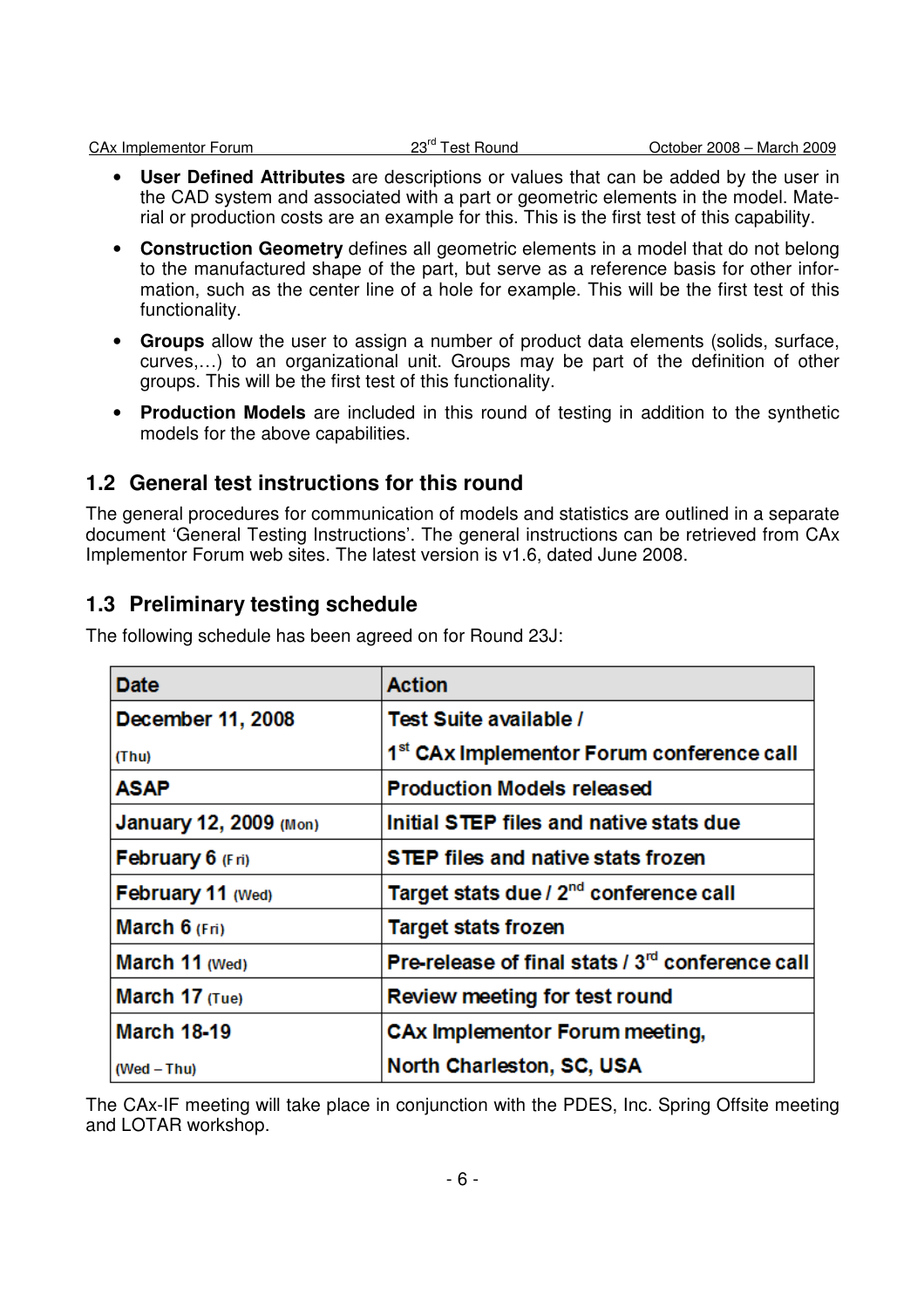- **User Defined Attributes** are descriptions or values that can be added by the user in the CAD system and associated with a part or geometric elements in the model. Material or production costs are an example for this. This is the first test of this capability.
- **Construction Geometry** defines all geometric elements in a model that do not belong to the manufactured shape of the part, but serve as a reference basis for other information, such as the center line of a hole for example. This will be the first test of this functionality.
- **Groups** allow the user to assign a number of product data elements (solids, surface, curves,…) to an organizational unit. Groups may be part of the definition of other groups. This will be the first test of this functionality.
- **Production Models** are included in this round of testing in addition to the synthetic models for the above capabilities.

## 1.2 General test instructions for this round

The general procedures for communication of models and statistics are outlined in a separate document 'General Testing Instructions'. The general instructions can be retrieved from CAx Implementor Forum web sites. The latest version is v1.6, dated June 2008.

## 1.3 Preliminary testing schedule

The following schedule has been agreed on for Round 23J:

| Date | Action |
|---|---|
| **December 11, 2008** (Thu) | **Test Suite available / 1st CAx Implementor Forum conference call** |
| **ASAP** | **Production Models released** |
| **January 12, 2009** (Mon) | **Initial STEP files and native stats due** |
| **February 6** (Fri) | **STEP files and native stats frozen** |
| **February 11** (Wed) | **Target stats due / 2nd conference call** |
| **March 6** (Fri) | **Target stats frozen** |
| **March 11** (Wed) | **Pre-release of final stats / 3rd conference call** |
| **March 17** (Tue) | **Review meeting for test round** |
| **March 18-19** (Wed – Thu) | **CAx Implementor Forum meeting, North Charleston, SC, USA** |

The CAx-IF meeting will take place in conjunction with the PDES, Inc. Spring Offsite meeting and LOTAR workshop.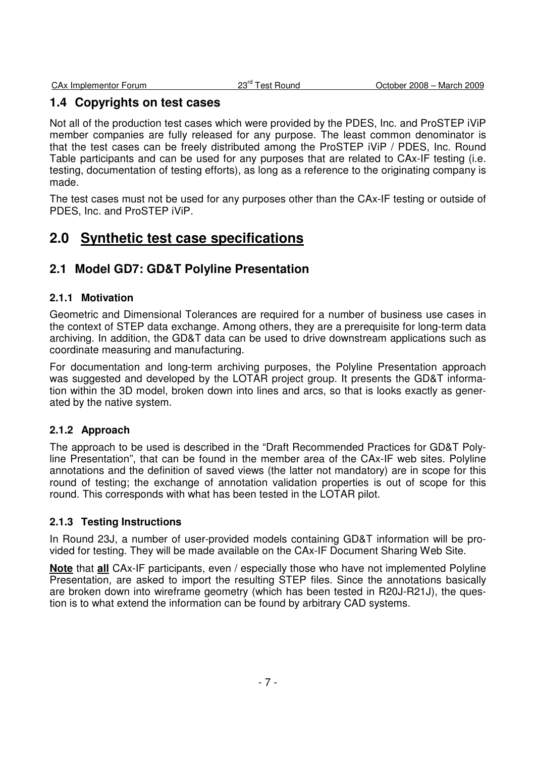## 1.4 Copyrights on test cases

Not all of the production test cases which were provided by the PDES, Inc. and ProSTEP iViP member companies are fully released for any purpose. The least common denominator is that the test cases can be freely distributed among the ProSTEP iViP / PDES, Inc. Round Table participants and can be used for any purposes that are related to CAx-IF testing (i.e. testing, documentation of testing efforts), as long as a reference to the originating company is made.

The test cases must not be used for any purposes other than the CAx-IF testing or outside of PDES, Inc. and ProSTEP iViP.

# 2.0 Synthetic test case specifications

## 2.1 Model GD7: GD&T Polyline Presentation

### 2.1.1 Motivation

Geometric and Dimensional Tolerances are required for a number of business use cases in the context of STEP data exchange. Among others, they are a prerequisite for long-term data archiving. In addition, the GD&T data can be used to drive downstream applications such as coordinate measuring and manufacturing.

For documentation and long-term archiving purposes, the Polyline Presentation approach was suggested and developed by the LOTAR project group. It presents the GD&T information within the 3D model, broken down into lines and arcs, so that is looks exactly as generated by the native system.

### 2.1.2 Approach

The approach to be used is described in the "Draft Recommended Practices for GD&T Polyline Presentation", that can be found in the member area of the CAx-IF web sites. Polyline annotations and the definition of saved views (the latter not mandatory) are in scope for this round of testing; the exchange of annotation validation properties is out of scope for this round. This corresponds with what has been tested in the LOTAR pilot.

### 2.1.3 Testing Instructions

In Round 23J, a number of user-provided models containing GD&T information will be provided for testing. They will be made available on the CAx-IF Document Sharing Web Site.

**Note** that **all** CAx-IF participants, even / especially those who have not implemented Polyline Presentation, are asked to import the resulting STEP files. Since the annotations basically are broken down into wireframe geometry (which has been tested in R20J-R21J), the question is to what extend the information can be found by arbitrary CAD systems.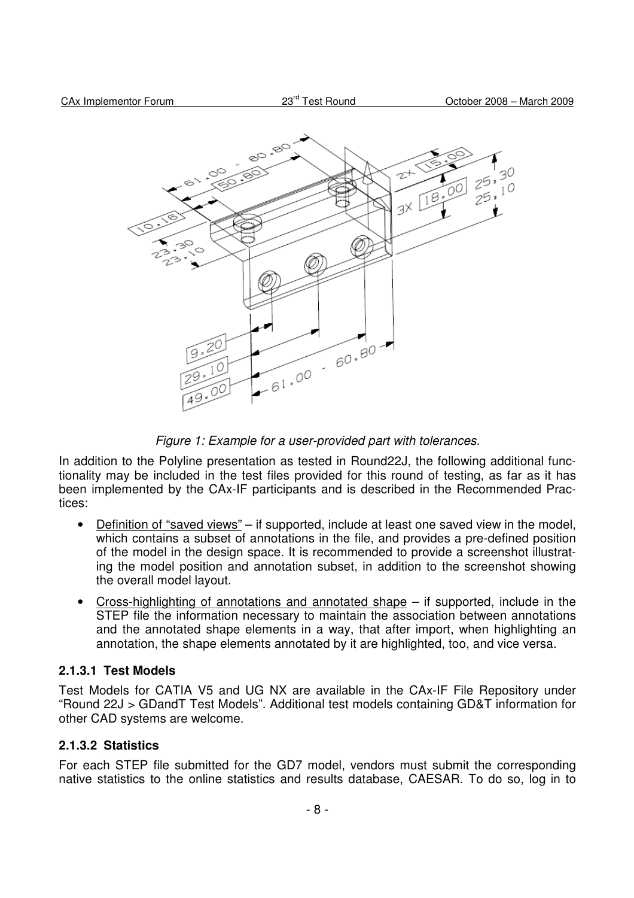*Figure 1: Example for a user-provided part with tolerances.*

In addition to the Polyline presentation as tested in Round22J, the following additional functionality may be included in the test files provided for this round of testing, as far as it has been implemented by the CAx-IF participants and is described in the Recommended Practices:

- Definition of "saved views" – if supported, include at least one saved view in the model, which contains a subset of annotations in the file, and provides a pre-defined position of the model in the design space. It is recommended to provide a screenshot illustrating the model position and annotation subset, in addition to the screenshot showing the overall model layout.
- Cross-highlighting of annotations and annotated shape – if supported, include in the STEP file the information necessary to maintain the association between annotations and the annotated shape elements in a way, that after import, when highlighting an annotation, the shape elements annotated by it are highlighted, too, and vice versa.

#### 2.1.3.1 Test Models

Test Models for CATIA V5 and UG NX are available in the CAx-IF File Repository under "Round 22J > GDandT Test Models". Additional test models containing GD&T information for other CAD systems are welcome.

#### 2.1.3.2 Statistics

For each STEP file submitted for the GD7 model, vendors must submit the corresponding native statistics to the online statistics and results database, CAESAR. To do so, log in to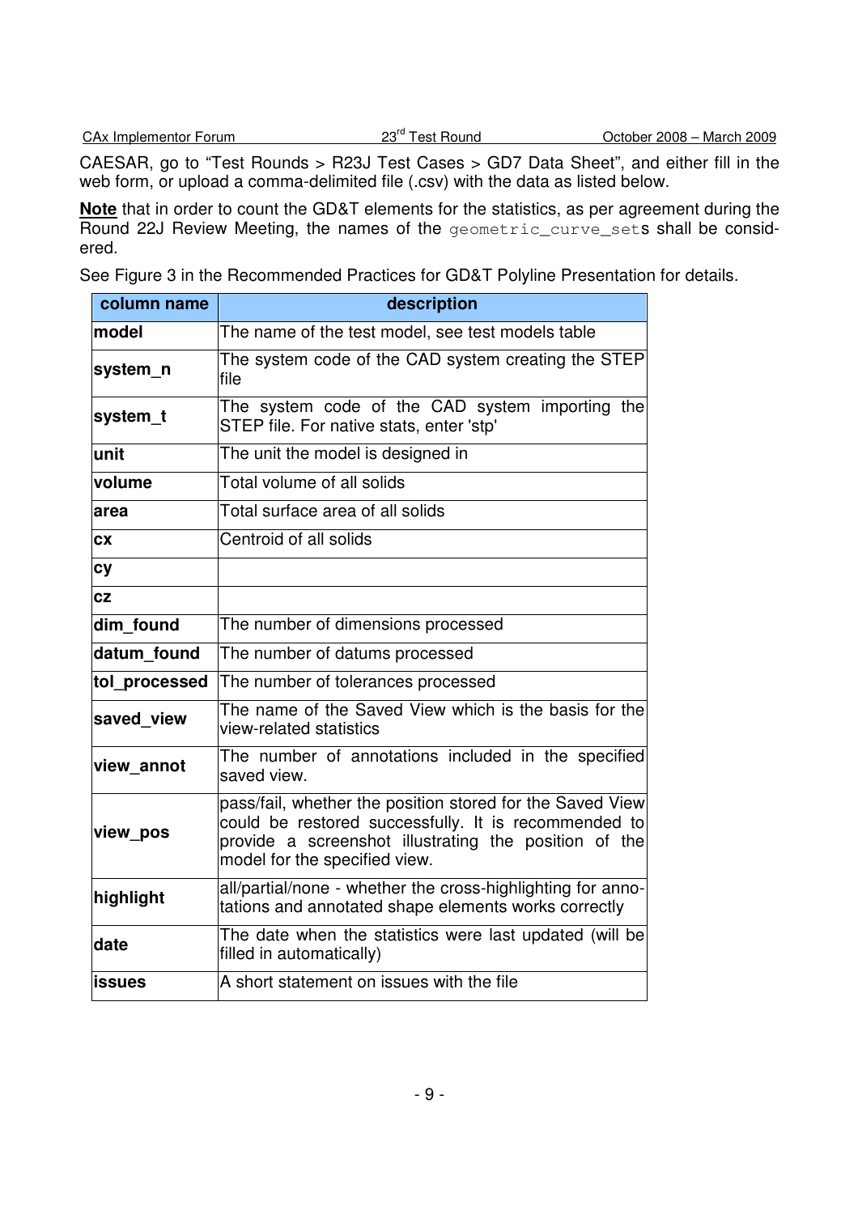CAESAR, go to “Test Rounds > R23J Test Cases > GD7 Data Sheet”, and either fill in the web form, or upload a comma-delimited file (.csv) with the data as listed below.

**Note** that in order to count the GD&T elements for the statistics, as per agreement during the Round 22J Review Meeting, the names of the `geometric_curve_set`s shall be considered.

See Figure 3 in the Recommended Practices for GD&T Polyline Presentation for details.

| column name | description |
|---|---|
| **model** | The name of the test model, see test models table |
| **system_n** | The system code of the CAD system creating the STEP file |
| **system_t** | The system code of the CAD system importing the STEP file. For native stats, enter 'stp' |
| **unit** | The unit the model is designed in |
| **volume** | Total volume of all solids |
| **area** | Total surface area of all solids |
| **cx** | Centroid of all solids |
| **cy** | |
| **cz** | |
| **dim_found** | The number of dimensions processed |
| **datum_found** | The number of datums processed |
| **tol_processed** | The number of tolerances processed |
| **saved_view** | The name of the Saved View which is the basis for the view-related statistics |
| **view_annot** | The number of annotations included in the specified saved view. |
| **view_pos** | pass/fail, whether the position stored for the Saved View could be restored successfully. It is recommended to provide a screenshot illustrating the position of the model for the specified view. |
| **highlight** | all/partial/none - whether the cross-highlighting for annotations and annotated shape elements works correctly |
| **date** | The date when the statistics were last updated (will be filled in automatically) |
| **issues** | A short statement on issues with the file |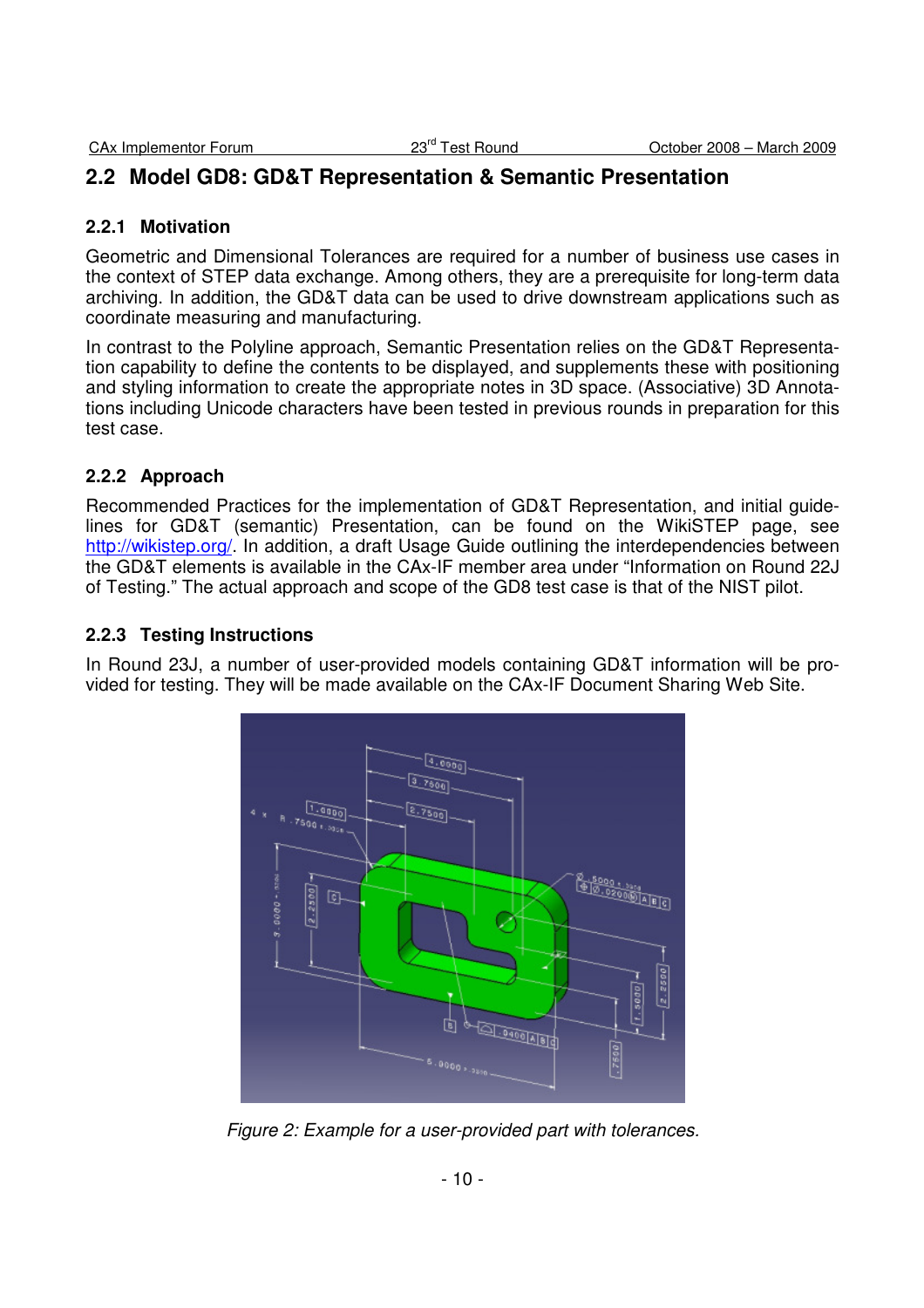## 2.2 Model GD8: GD&T Representation & Semantic Presentation

### 2.2.1 Motivation

Geometric and Dimensional Tolerances are required for a number of business use cases in the context of STEP data exchange. Among others, they are a prerequisite for long-term data archiving. In addition, the GD&T data can be used to drive downstream applications such as coordinate measuring and manufacturing.

In contrast to the Polyline approach, Semantic Presentation relies on the GD&T Representation capability to define the contents to be displayed, and supplements these with positioning and styling information to create the appropriate notes in 3D space. (Associative) 3D Annotations including Unicode characters have been tested in previous rounds in preparation for this test case.

### 2.2.2 Approach

Recommended Practices for the implementation of GD&T Representation, and initial guidelines for GD&T (semantic) Presentation, can be found on the WikiSTEP page, see http://wikistep.org/. In addition, a draft Usage Guide outlining the interdependencies between the GD&T elements is available in the CAx-IF member area under "Information on Round 22J of Testing." The actual approach and scope of the GD8 test case is that of the NIST pilot.

### 2.2.3 Testing Instructions

In Round 23J, a number of user-provided models containing GD&T information will be provided for testing. They will be made available on the CAx-IF Document Sharing Web Site.

*Figure 2: Example for a user-provided part with tolerances.*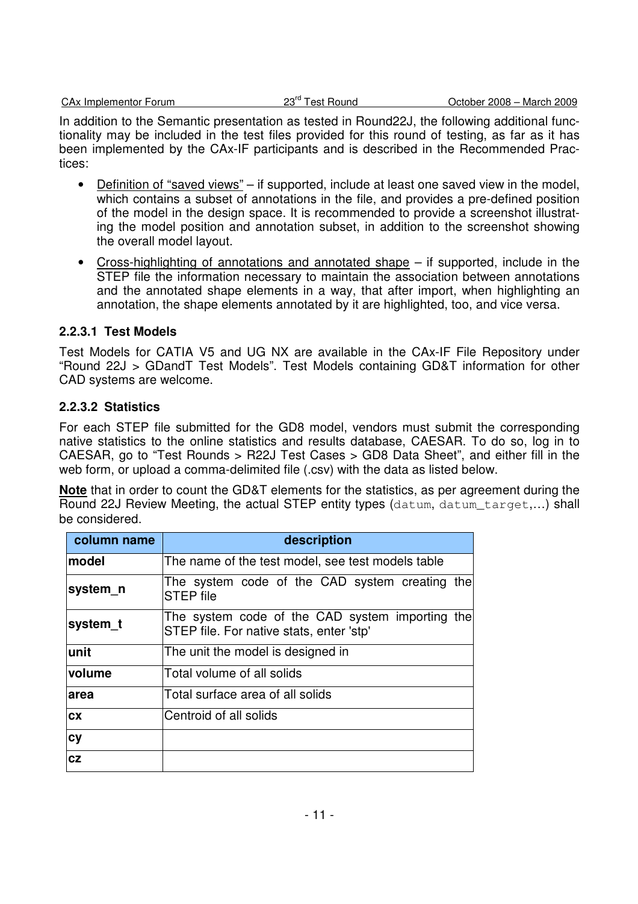In addition to the Semantic presentation as tested in Round22J, the following additional functionality may be included in the test files provided for this round of testing, as far as it has been implemented by the CAx-IF participants and is described in the Recommended Practices:

- Definition of "saved views" – if supported, include at least one saved view in the model, which contains a subset of annotations in the file, and provides a pre-defined position of the model in the design space. It is recommended to provide a screenshot illustrating the model position and annotation subset, in addition to the screenshot showing the overall model layout.
- Cross-highlighting of annotations and annotated shape – if supported, include in the STEP file the information necessary to maintain the association between annotations and the annotated shape elements in a way, that after import, when highlighting an annotation, the shape elements annotated by it are highlighted, too, and vice versa.

### 2.2.3.1 Test Models

Test Models for CATIA V5 and UG NX are available in the CAx-IF File Repository under "Round 22J > GDandT Test Models". Test Models containing GD&T information for other CAD systems are welcome.

### 2.2.3.2 Statistics

For each STEP file submitted for the GD8 model, vendors must submit the corresponding native statistics to the online statistics and results database, CAESAR. To do so, log in to CAESAR, go to "Test Rounds > R22J Test Cases > GD8 Data Sheet", and either fill in the web form, or upload a comma-delimited file (.csv) with the data as listed below.

**Note** that in order to count the GD&T elements for the statistics, as per agreement during the Round 22J Review Meeting, the actual STEP entity types (`datum`, `datum_target`,...) shall be considered.

| column name | description |
|---|---|
| **model** | The name of the test model, see test models table |
| **system_n** | The system code of the CAD system creating the STEP file |
| **system_t** | The system code of the CAD system importing the STEP file. For native stats, enter 'stp' |
| **unit** | The unit the model is designed in |
| **volume** | Total volume of all solids |
| **area** | Total surface area of all solids |
| **cx** | Centroid of all solids |
| **cy** | |
| **cz** | |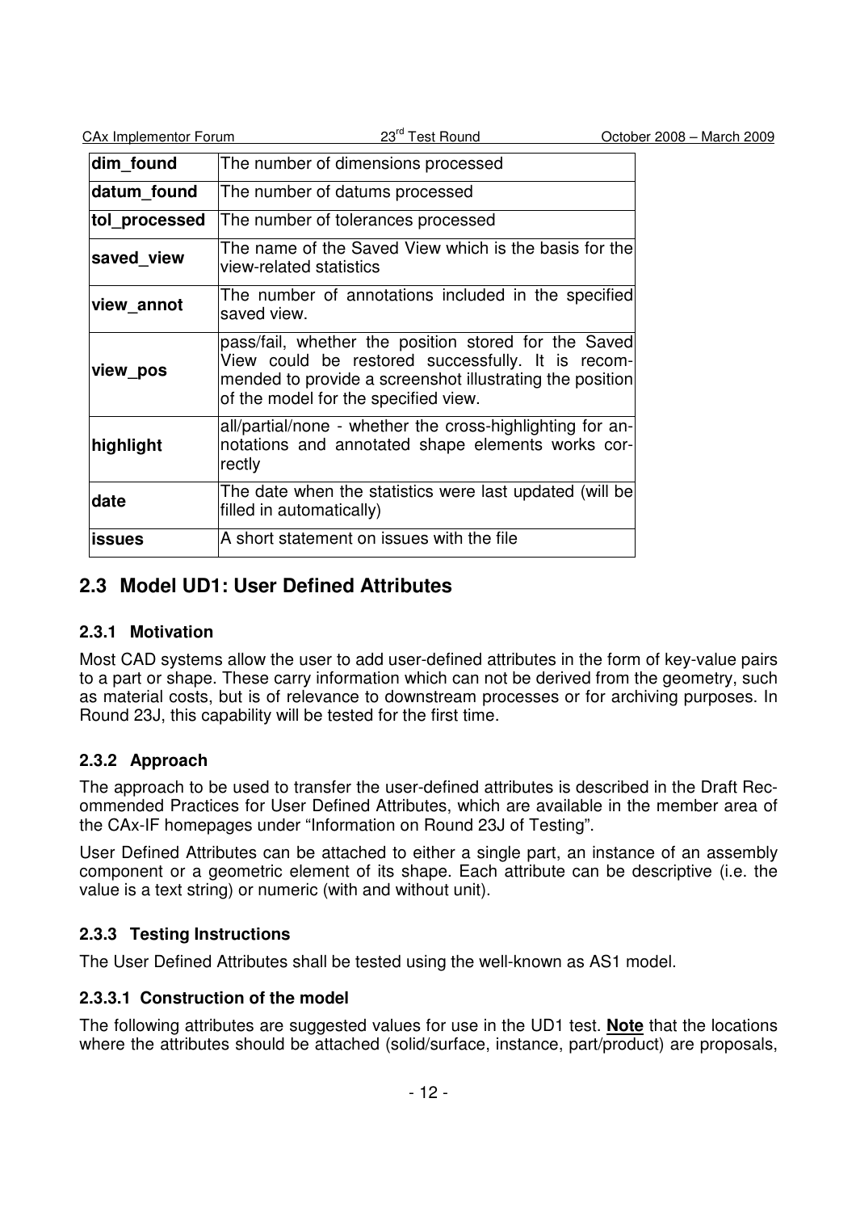| | |
|---|---|
| **dim_found** | The number of dimensions processed |
| **datum_found** | The number of datums processed |
| **tol_processed** | The number of tolerances processed |
| **saved_view** | The name of the Saved View which is the basis for the view-related statistics |
| **view_annot** | The number of annotations included in the specified saved view. |
| **view_pos** | pass/fail, whether the position stored for the Saved View could be restored successfully. It is recommended to provide a screenshot illustrating the position of the model for the specified view. |
| **highlight** | all/partial/none - whether the cross-highlighting for annotations and annotated shape elements works correctly |
| **date** | The date when the statistics were last updated (will be filled in automatically) |
| **issues** | A short statement on issues with the file |

## 2.3 Model UD1: User Defined Attributes

### 2.3.1 Motivation

Most CAD systems allow the user to add user-defined attributes in the form of key-value pairs to a part or shape. These carry information which can not be derived from the geometry, such as material costs, but is of relevance to downstream processes or for archiving purposes. In Round 23J, this capability will be tested for the first time.

### 2.3.2 Approach

The approach to be used to transfer the user-defined attributes is described in the Draft Recommended Practices for User Defined Attributes, which are available in the member area of the CAx-IF homepages under "Information on Round 23J of Testing".

User Defined Attributes can be attached to either a single part, an instance of an assembly component or a geometric element of its shape. Each attribute can be descriptive (i.e. the value is a text string) or numeric (with and without unit).

### 2.3.3 Testing Instructions

The User Defined Attributes shall be tested using the well-known as AS1 model.

#### 2.3.3.1 Construction of the model

The following attributes are suggested values for use in the UD1 test. **Note** that the locations where the attributes should be attached (solid/surface, instance, part/product) are proposals,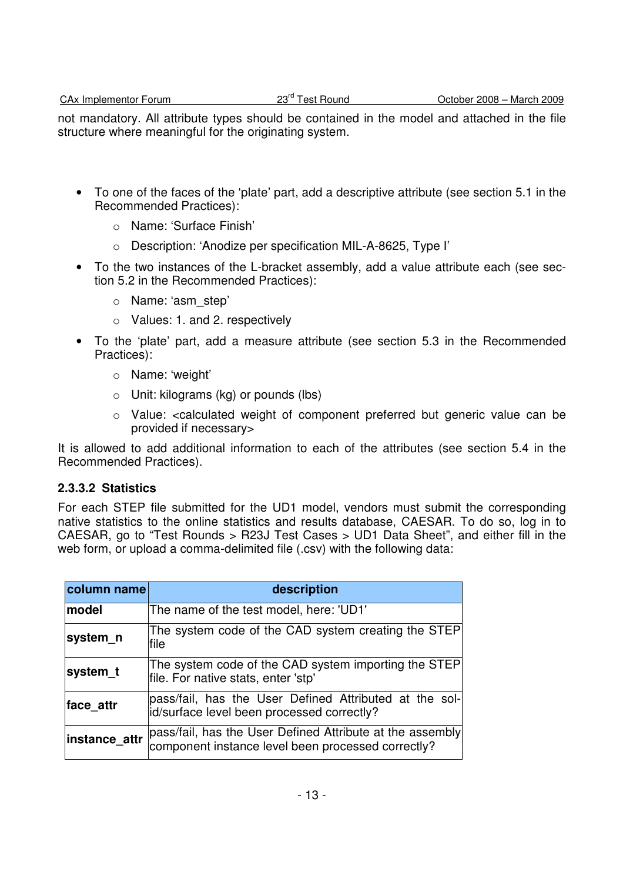not mandatory. All attribute types should be contained in the model and attached in the file structure where meaningful for the originating system.

- To one of the faces of the 'plate' part, add a descriptive attribute (see section 5.1 in the Recommended Practices):
  - Name: 'Surface Finish'
  - Description: 'Anodize per specification MIL-A-8625, Type I'
- To the two instances of the L-bracket assembly, add a value attribute each (see section 5.2 in the Recommended Practices):
  - Name: 'asm_step'
  - Values: 1. and 2. respectively
- To the 'plate' part, add a measure attribute (see section 5.3 in the Recommended Practices):
  - Name: 'weight'
  - Unit: kilograms (kg) or pounds (lbs)
  - Value: <calculated weight of component preferred but generic value can be provided if necessary>

It is allowed to add additional information to each of the attributes (see section 5.4 in the Recommended Practices).

### 2.3.3.2 Statistics

For each STEP file submitted for the UD1 model, vendors must submit the corresponding native statistics to the online statistics and results database, CAESAR. To do so, log in to CAESAR, go to "Test Rounds > R23J Test Cases > UD1 Data Sheet", and either fill in the web form, or upload a comma-delimited file (.csv) with the following data:

| column name | description |
|---|---|
| **model** | The name of the test model, here: 'UD1' |
| **system_n** | The system code of the CAD system creating the STEP file |
| **system_t** | The system code of the CAD system importing the STEP file. For native stats, enter 'stp' |
| **face_attr** | pass/fail, has the User Defined Attributed at the solid/surface level been processed correctly? |
| **instance_attr** | pass/fail, has the User Defined Attribute at the assembly component instance level been processed correctly? |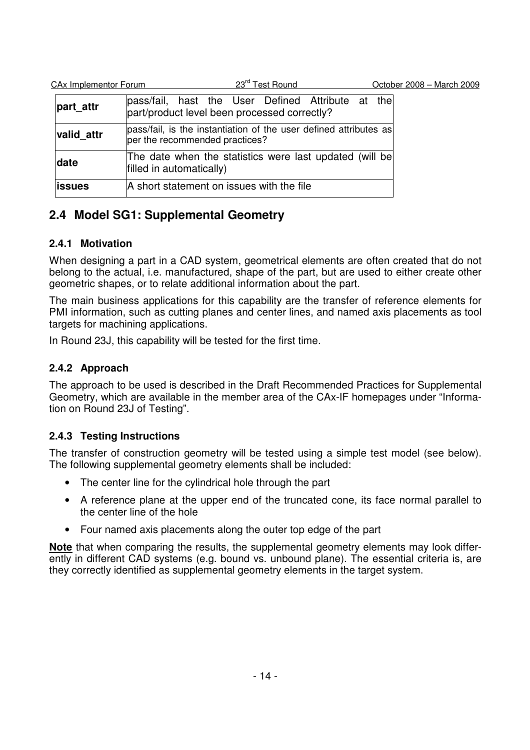| part_attr | pass/fail, hast the User Defined Attribute at the part/product level been processed correctly? |
|---|---|
| valid_attr | pass/fail, is the instantiation of the user defined attributes as per the recommended practices? |
| date | The date when the statistics were last updated (will be filled in automatically) |
| issues | A short statement on issues with the file |

## 2.4 Model SG1: Supplemental Geometry

### 2.4.1 Motivation

When designing a part in a CAD system, geometrical elements are often created that do not belong to the actual, i.e. manufactured, shape of the part, but are used to either create other geometric shapes, or to relate additional information about the part.

The main business applications for this capability are the transfer of reference elements for PMI information, such as cutting planes and center lines, and named axis placements as tool targets for machining applications.

In Round 23J, this capability will be tested for the first time.

### 2.4.2 Approach

The approach to be used is described in the Draft Recommended Practices for Supplemental Geometry, which are available in the member area of the CAx-IF homepages under "Information on Round 23J of Testing".

### 2.4.3 Testing Instructions

The transfer of construction geometry will be tested using a simple test model (see below). The following supplemental geometry elements shall be included:

- The center line for the cylindrical hole through the part
- A reference plane at the upper end of the truncated cone, its face normal parallel to the center line of the hole
- Four named axis placements along the outer top edge of the part

**Note** that when comparing the results, the supplemental geometry elements may look differently in different CAD systems (e.g. bound vs. unbound plane). The essential criteria is, are they correctly identified as supplemental geometry elements in the target system.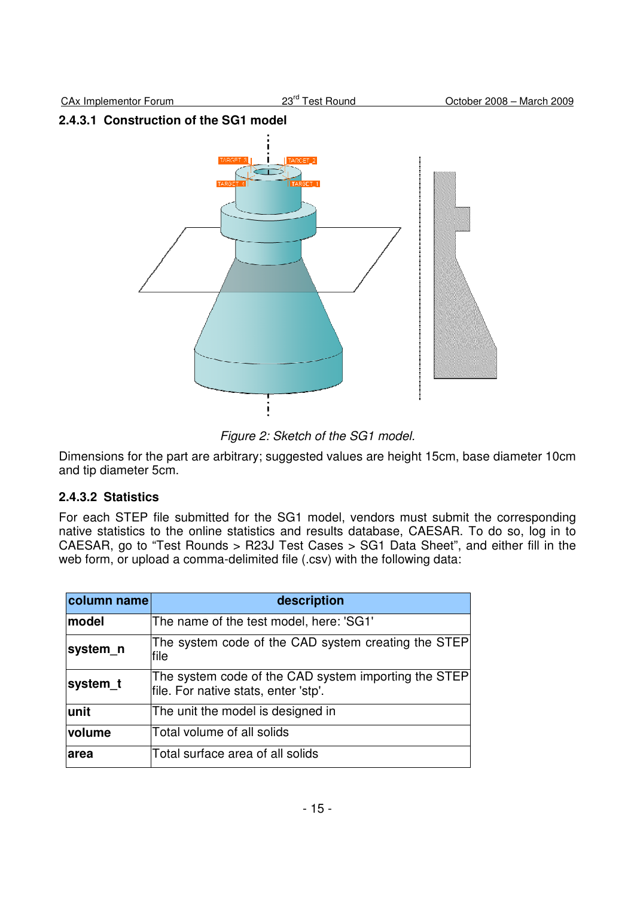#### 2.4.3.1 Construction of the SG1 model

*Figure 2: Sketch of the SG1 model.*

Dimensions for the part are arbitrary; suggested values are height 15cm, base diameter 10cm and tip diameter 5cm.

#### 2.4.3.2 Statistics

For each STEP file submitted for the SG1 model, vendors must submit the corresponding native statistics to the online statistics and results database, CAESAR. To do so, log in to CAESAR, go to “Test Rounds > R23J Test Cases > SG1 Data Sheet”, and either fill in the web form, or upload a comma-delimited file (.csv) with the following data:

| column name | description |
|---|---|
| **model** | The name of the test model, here: 'SG1' |
| **system_n** | The system code of the CAD system creating the STEP file |
| **system_t** | The system code of the CAD system importing the STEP file. For native stats, enter 'stp'. |
| **unit** | The unit the model is designed in |
| **volume** | Total volume of all solids |
| **area** | Total surface area of all solids |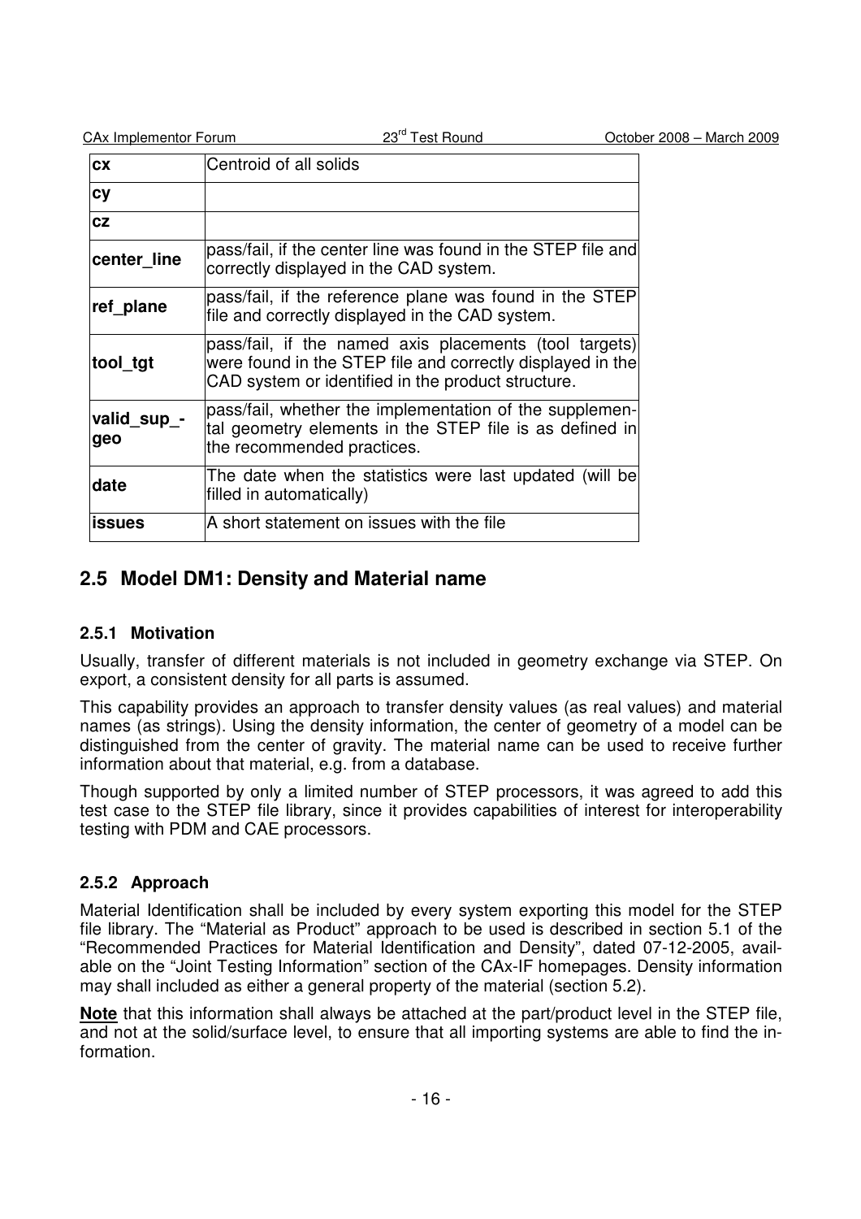| | |
|---|---|
| **cx** | Centroid of all solids |
| **cy** | |
| **cz** | |
| **center_line** | pass/fail, if the center line was found in the STEP file and correctly displayed in the CAD system. |
| **ref_plane** | pass/fail, if the reference plane was found in the STEP file and correctly displayed in the CAD system. |
| **tool_tgt** | pass/fail, if the named axis placements (tool targets) were found in the STEP file and correctly displayed in the CAD system or identified in the product structure. |
| **valid_sup_-geo** | pass/fail, whether the implementation of the supplemental geometry elements in the STEP file is as defined in the recommended practices. |
| **date** | The date when the statistics were last updated (will be filled in automatically) |
| **issues** | A short statement on issues with the file |

## 2.5 Model DM1: Density and Material name

### 2.5.1 Motivation

Usually, transfer of different materials is not included in geometry exchange via STEP. On export, a consistent density for all parts is assumed.

This capability provides an approach to transfer density values (as real values) and material names (as strings). Using the density information, the center of geometry of a model can be distinguished from the center of gravity. The material name can be used to receive further information about that material, e.g. from a database.

Though supported by only a limited number of STEP processors, it was agreed to add this test case to the STEP file library, since it provides capabilities of interest for interoperability testing with PDM and CAE processors.

### 2.5.2 Approach

Material Identification shall be included by every system exporting this model for the STEP file library. The "Material as Product" approach to be used is described in section 5.1 of the "Recommended Practices for Material Identification and Density", dated 07-12-2005, available on the "Joint Testing Information" section of the CAx-IF homepages. Density information may shall included as either a general property of the material (section 5.2).

**Note** that this information shall always be attached at the part/product level in the STEP file, and not at the solid/surface level, to ensure that all importing systems are able to find the information.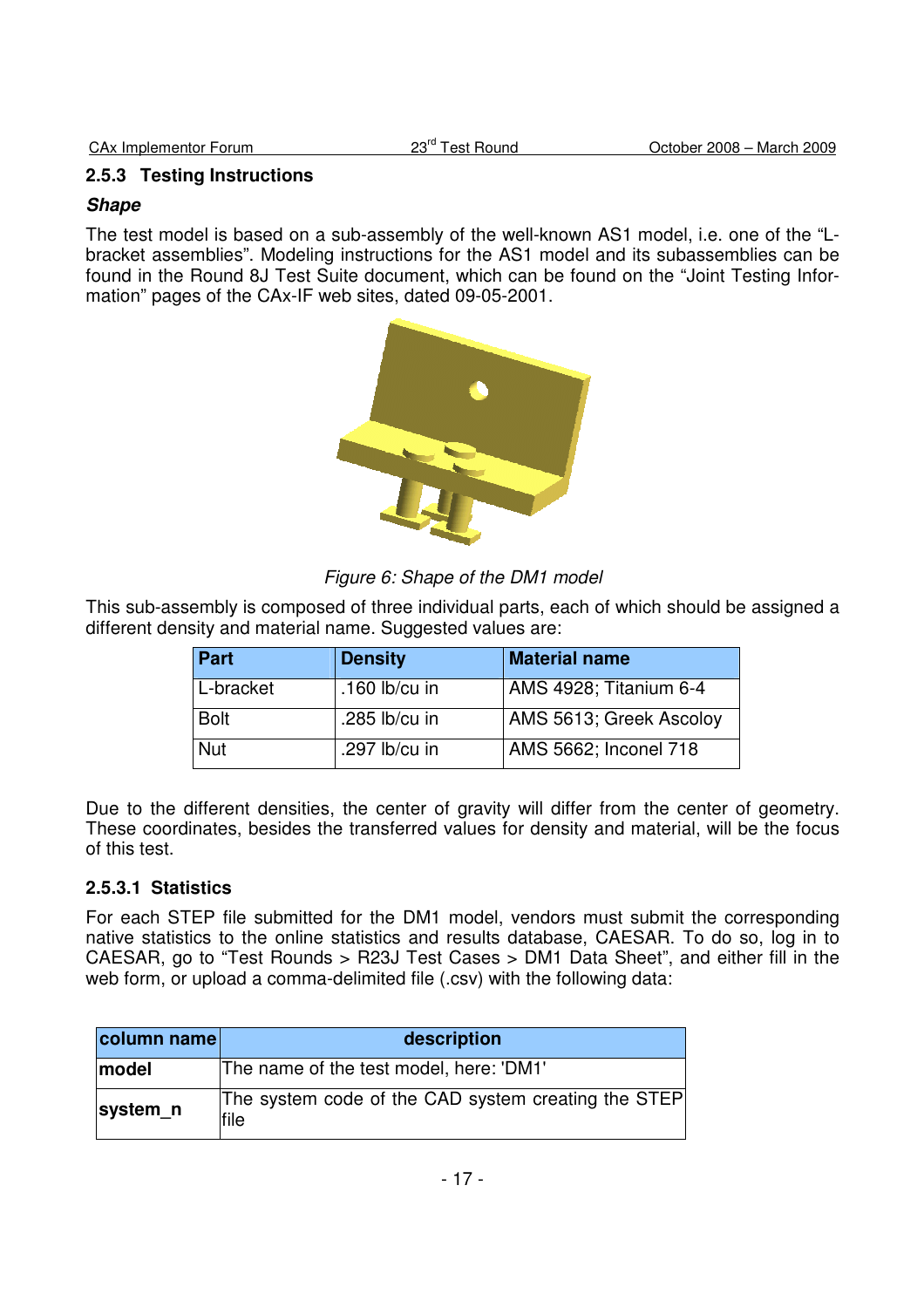### 2.5.3 Testing Instructions

***Shape***

The test model is based on a sub-assembly of the well-known AS1 model, i.e. one of the “L-bracket assemblies”. Modeling instructions for the AS1 model and its subassemblies can be found in the Round 8J Test Suite document, which can be found on the “Joint Testing Information” pages of the CAx-IF web sites, dated 09-05-2001.

*Figure 6: Shape of the DM1 model*

This sub-assembly is composed of three individual parts, each of which should be assigned a different density and material name. Suggested values are:

| Part | Density | Material name |
|---|---|---|
| L-bracket | .160 lb/cu in | AMS 4928; Titanium 6-4 |
| Bolt | .285 lb/cu in | AMS 5613; Greek Ascoloy |
| Nut | .297 lb/cu in | AMS 5662; Inconel 718 |

Due to the different densities, the center of gravity will differ from the center of geometry. These coordinates, besides the transferred values for density and material, will be the focus of this test.

#### 2.5.3.1 Statistics

For each STEP file submitted for the DM1 model, vendors must submit the corresponding native statistics to the online statistics and results database, CAESAR. To do so, log in to CAESAR, go to “Test Rounds > R23J Test Cases > DM1 Data Sheet”, and either fill in the web form, or upload a comma-delimited file (.csv) with the following data:

| column name | description |
|---|---|
| **model** | The name of the test model, here: 'DM1' |
| **system_n** | The system code of the CAD system creating the STEP file |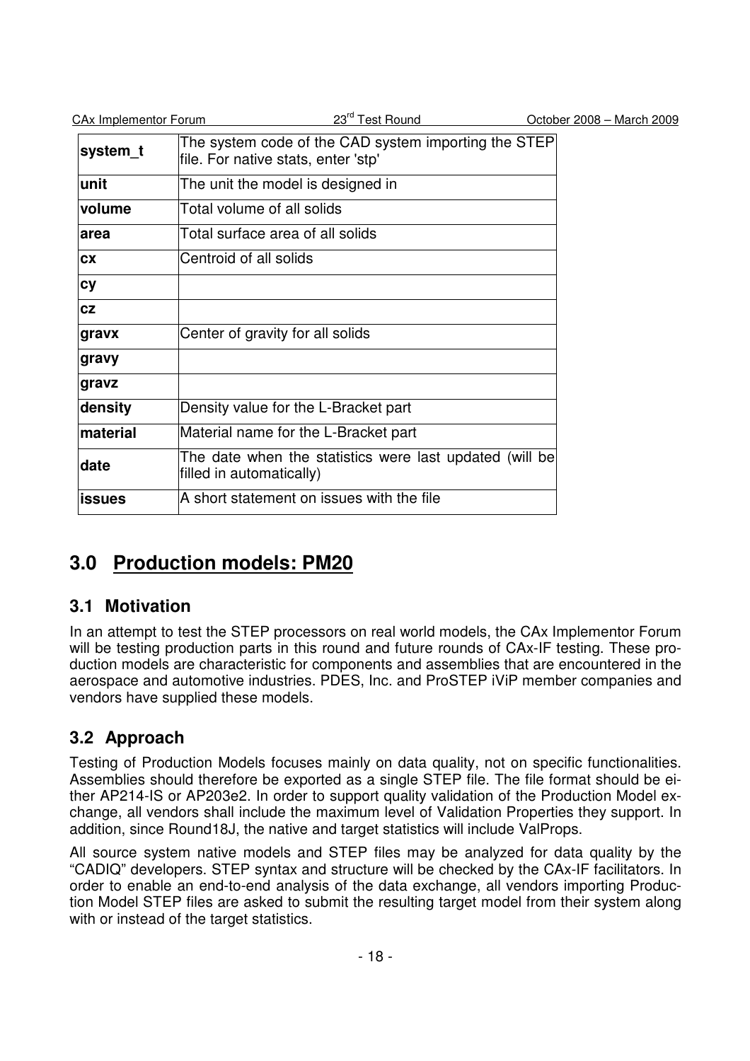| system_t | The system code of the CAD system importing the STEP file. For native stats, enter 'stp' |
|---|---|
| unit | The unit the model is designed in |
| volume | Total volume of all solids |
| area | Total surface area of all solids |
| cx | Centroid of all solids |
| cy | |
| cz | |
| gravx | Center of gravity for all solids |
| gravy | |
| gravz | |
| density | Density value for the L-Bracket part |
| material | Material name for the L-Bracket part |
| date | The date when the statistics were last updated (will be filled in automatically) |
| issues | A short statement on issues with the file |

# 3.0 Production models: PM20

## 3.1 Motivation

In an attempt to test the STEP processors on real world models, the CAx Implementor Forum will be testing production parts in this round and future rounds of CAx-IF testing. These production models are characteristic for components and assemblies that are encountered in the aerospace and automotive industries. PDES, Inc. and ProSTEP iViP member companies and vendors have supplied these models.

## 3.2 Approach

Testing of Production Models focuses mainly on data quality, not on specific functionalities. Assemblies should therefore be exported as a single STEP file. The file format should be either AP214-IS or AP203e2. In order to support quality validation of the Production Model exchange, all vendors shall include the maximum level of Validation Properties they support. In addition, since Round18J, the native and target statistics will include ValProps.

All source system native models and STEP files may be analyzed for data quality by the "CADIQ" developers. STEP syntax and structure will be checked by the CAx-IF facilitators. In order to enable an end-to-end analysis of the data exchange, all vendors importing Production Model STEP files are asked to submit the resulting target model from their system along with or instead of the target statistics.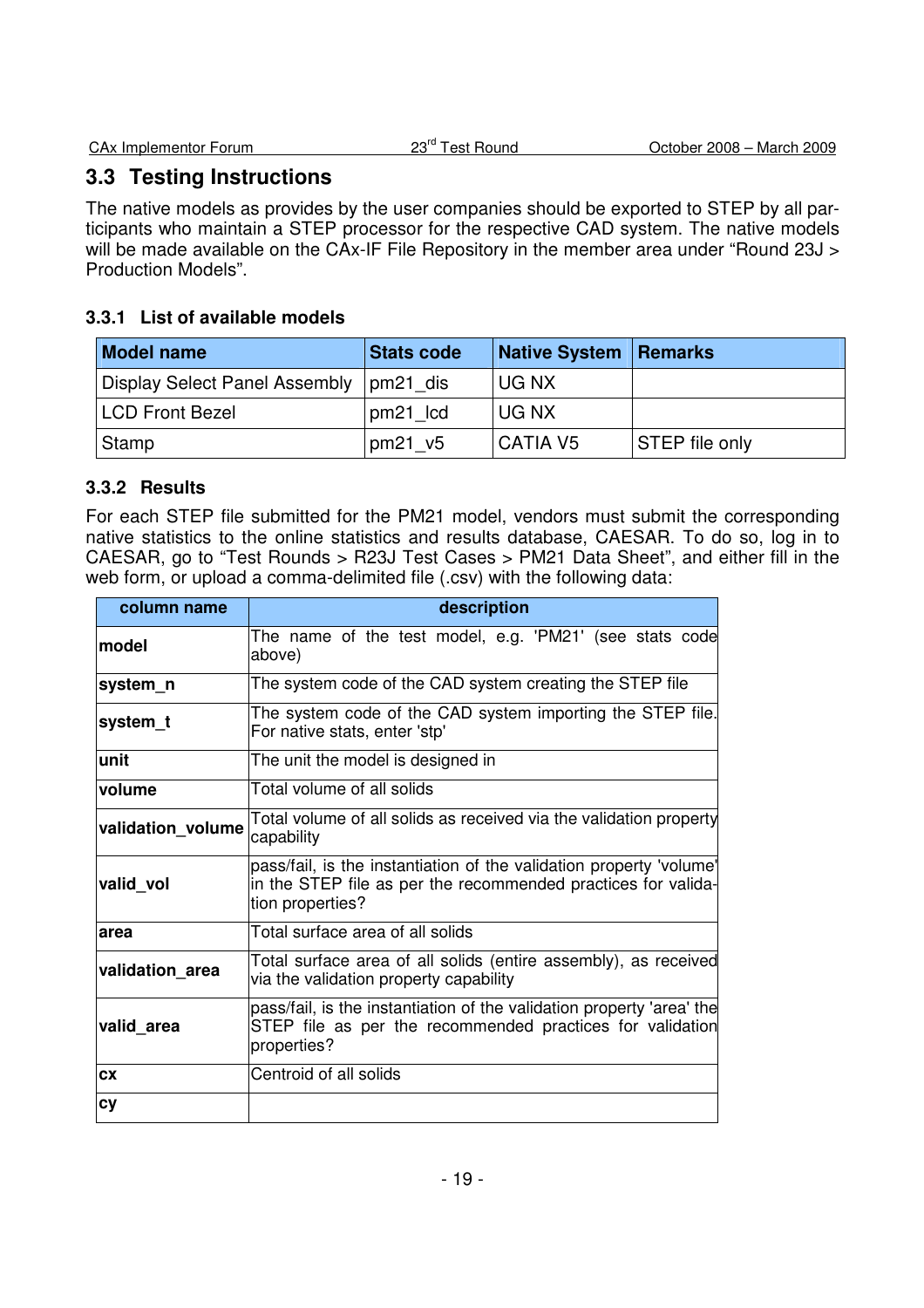## 3.3 Testing Instructions

The native models as provides by the user companies should be exported to STEP by all participants who maintain a STEP processor for the respective CAD system. The native models will be made available on the CAx-IF File Repository in the member area under "Round 23J > Production Models".

### 3.3.1 List of available models

| Model name | Stats code | Native System | Remarks |
|---|---|---|---|
| Display Select Panel Assembly | pm21_dis | UG NX | |
| LCD Front Bezel | pm21_lcd | UG NX | |
| Stamp | pm21_v5 | CATIA V5 | STEP file only |

### 3.3.2 Results

For each STEP file submitted for the PM21 model, vendors must submit the corresponding native statistics to the online statistics and results database, CAESAR. To do so, log in to CAESAR, go to "Test Rounds > R23J Test Cases > PM21 Data Sheet", and either fill in the web form, or upload a comma-delimited file (.csv) with the following data:

| column name | description |
|---|---|
| **model** | The name of the test model, e.g. 'PM21' (see stats code above) |
| **system_n** | The system code of the CAD system creating the STEP file |
| **system_t** | The system code of the CAD system importing the STEP file. For native stats, enter 'stp' |
| **unit** | The unit the model is designed in |
| **volume** | Total volume of all solids |
| **validation_volume** | Total volume of all solids as received via the validation property capability |
| **valid_vol** | pass/fail, is the instantiation of the validation property 'volume' in the STEP file as per the recommended practices for validation properties? |
| **area** | Total surface area of all solids |
| **validation_area** | Total surface area of all solids (entire assembly), as received via the validation property capability |
| **valid_area** | pass/fail, is the instantiation of the validation property 'area' the STEP file as per the recommended practices for validation properties? |
| **cx** | Centroid of all solids |
| **cy** | |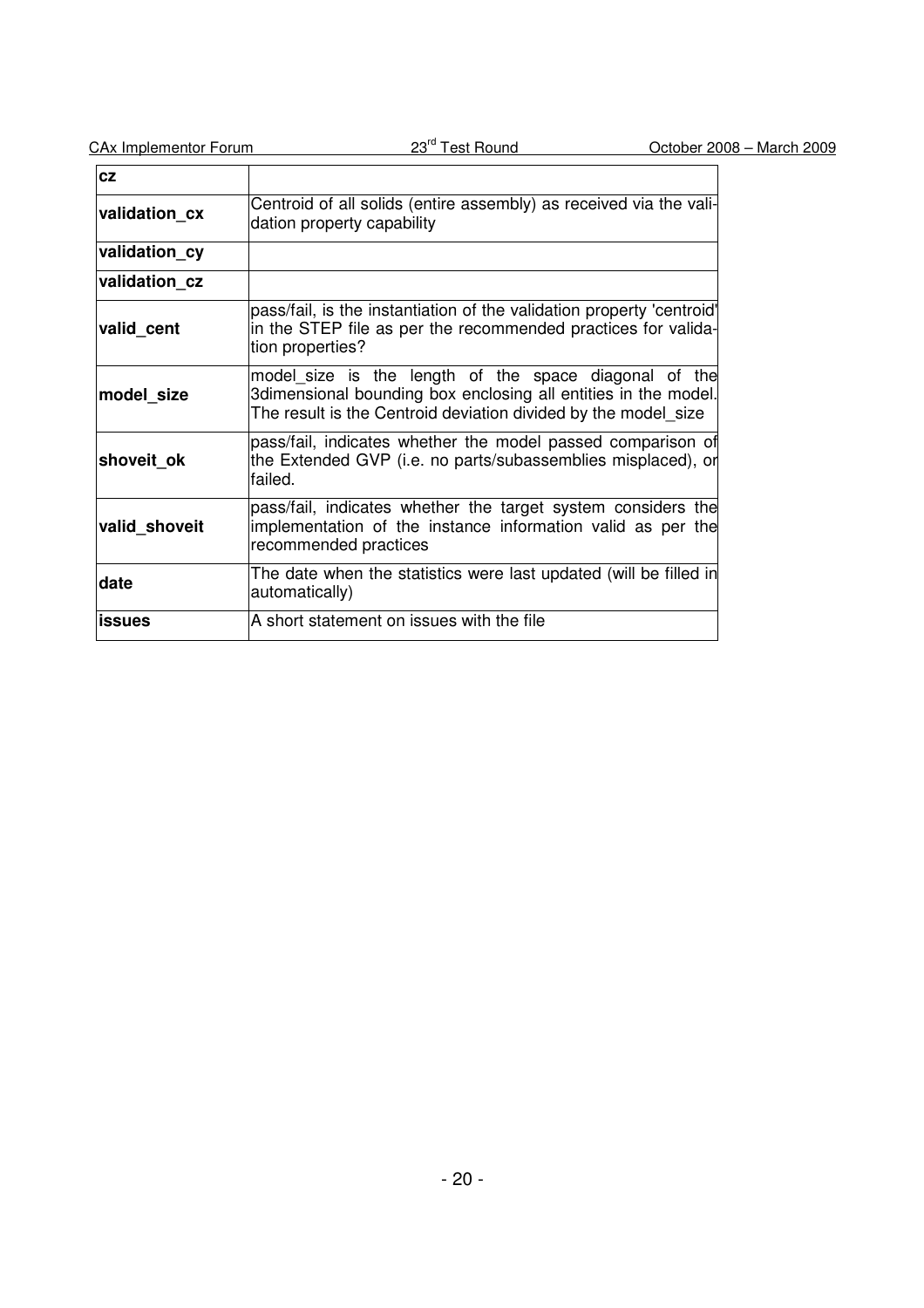| | |
|---|---|
| **cz** | |
| **validation_cx** | Centroid of all solids (entire assembly) as received via the validation property capability |
| **validation_cy** | |
| **validation_cz** | |
| **valid_cent** | pass/fail, is the instantiation of the validation property 'centroid' in the STEP file as per the recommended practices for validation properties? |
| **model_size** | model_size is the length of the space diagonal of the 3dimensional bounding box enclosing all entities in the model. The result is the Centroid deviation divided by the model_size |
| **shoveit_ok** | pass/fail, indicates whether the model passed comparison of the Extended GVP (i.e. no parts/subassemblies misplaced), or failed. |
| **valid_shoveit** | pass/fail, indicates whether the target system considers the implementation of the instance information valid as per the recommended practices |
| **date** | The date when the statistics were last updated (will be filled in automatically) |
| **issues** | A short statement on issues with the file |